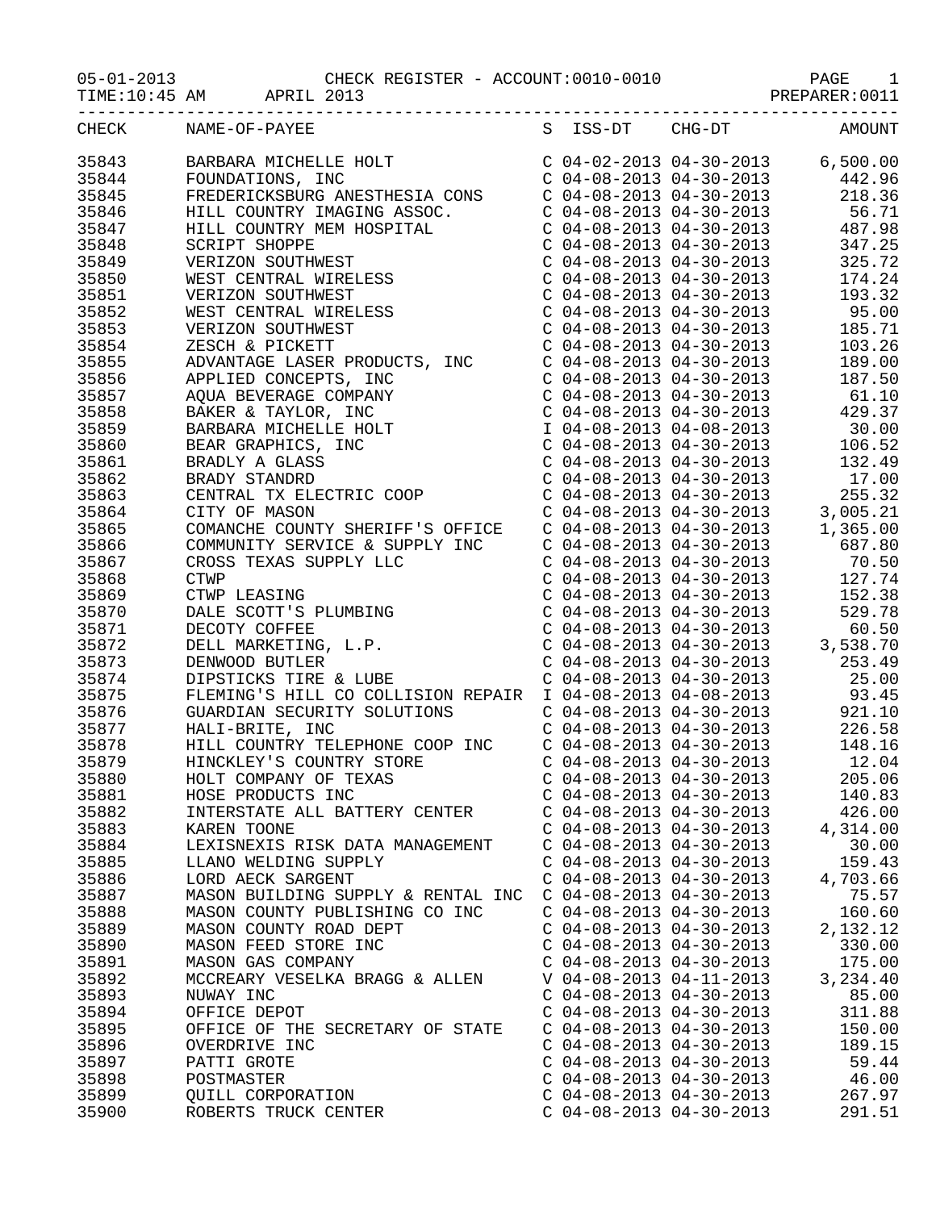05-01-2013 CHECK REGISTER - ACCOUNT:0010-0010
TIME:10:45 AM APRIL 2013 PREPARER:0011

| CHECK | NAME-OF-PAYEE | S | ISS-DT | CHG-DT | AMOUNT |
|---|---|---|---|---|---|
| 35843 | BARBARA MICHELLE HOLT | C | 04-02-2013 | 04-30-2013 | 6,500.00 |
| 35844 | FOUNDATIONS, INC | C | 04-08-2013 | 04-30-2013 | 442.96 |
| 35845 | FREDERICKSBURG ANESTHESIA CONS | C | 04-08-2013 | 04-30-2013 | 218.36 |
| 35846 | HILL COUNTRY IMAGING ASSOC. | C | 04-08-2013 | 04-30-2013 | 56.71 |
| 35847 | HILL COUNTRY MEM HOSPITAL | C | 04-08-2013 | 04-30-2013 | 487.98 |
| 35848 | SCRIPT SHOPPE | C | 04-08-2013 | 04-30-2013 | 347.25 |
| 35849 | VERIZON SOUTHWEST | C | 04-08-2013 | 04-30-2013 | 325.72 |
| 35850 | WEST CENTRAL WIRELESS | C | 04-08-2013 | 04-30-2013 | 174.24 |
| 35851 | VERIZON SOUTHWEST | C | 04-08-2013 | 04-30-2013 | 193.32 |
| 35852 | WEST CENTRAL WIRELESS | C | 04-08-2013 | 04-30-2013 | 95.00 |
| 35853 | VERIZON SOUTHWEST | C | 04-08-2013 | 04-30-2013 | 185.71 |
| 35854 | ZESCH & PICKETT | C | 04-08-2013 | 04-30-2013 | 103.26 |
| 35855 | ADVANTAGE LASER PRODUCTS, INC | C | 04-08-2013 | 04-30-2013 | 189.00 |
| 35856 | APPLIED CONCEPTS, INC | C | 04-08-2013 | 04-30-2013 | 187.50 |
| 35857 | AQUA BEVERAGE COMPANY | C | 04-08-2013 | 04-30-2013 | 61.10 |
| 35858 | BAKER & TAYLOR, INC | C | 04-08-2013 | 04-30-2013 | 429.37 |
| 35859 | BARBARA MICHELLE HOLT | I | 04-08-2013 | 04-08-2013 | 30.00 |
| 35860 | BEAR GRAPHICS, INC | C | 04-08-2013 | 04-30-2013 | 106.52 |
| 35861 | BRADLY A GLASS | C | 04-08-2013 | 04-30-2013 | 132.49 |
| 35862 | BRADY STANDRD | C | 04-08-2013 | 04-30-2013 | 17.00 |
| 35863 | CENTRAL TX ELECTRIC COOP | C | 04-08-2013 | 04-30-2013 | 255.32 |
| 35864 | CITY OF MASON | C | 04-08-2013 | 04-30-2013 | 3,005.21 |
| 35865 | COMANCHE COUNTY SHERIFF'S OFFICE | C | 04-08-2013 | 04-30-2013 | 1,365.00 |
| 35866 | COMMUNITY SERVICE & SUPPLY INC | C | 04-08-2013 | 04-30-2013 | 687.80 |
| 35867 | CROSS TEXAS SUPPLY LLC | C | 04-08-2013 | 04-30-2013 | 70.50 |
| 35868 | CTWP | C | 04-08-2013 | 04-30-2013 | 127.74 |
| 35869 | CTWP LEASING | C | 04-08-2013 | 04-30-2013 | 152.38 |
| 35870 | DALE SCOTT'S PLUMBING | C | 04-08-2013 | 04-30-2013 | 529.78 |
| 35871 | DECOTY COFFEE | C | 04-08-2013 | 04-30-2013 | 60.50 |
| 35872 | DELL MARKETING, L.P. | C | 04-08-2013 | 04-30-2013 | 3,538.70 |
| 35873 | DENWOOD BUTLER | C | 04-08-2013 | 04-30-2013 | 253.49 |
| 35874 | DIPSTICKS TIRE & LUBE | C | 04-08-2013 | 04-30-2013 | 25.00 |
| 35875 | FLEMING'S HILL CO COLLISION REPAIR | I | 04-08-2013 | 04-08-2013 | 93.45 |
| 35876 | GUARDIAN SECURITY SOLUTIONS | C | 04-08-2013 | 04-30-2013 | 921.10 |
| 35877 | HALI-BRITE, INC | C | 04-08-2013 | 04-30-2013 | 226.58 |
| 35878 | HILL COUNTRY TELEPHONE COOP INC | C | 04-08-2013 | 04-30-2013 | 148.16 |
| 35879 | HINCKLEY'S COUNTRY STORE | C | 04-08-2013 | 04-30-2013 | 12.04 |
| 35880 | HOLT COMPANY OF TEXAS | C | 04-08-2013 | 04-30-2013 | 205.06 |
| 35881 | HOSE PRODUCTS INC | C | 04-08-2013 | 04-30-2013 | 140.83 |
| 35882 | INTERSTATE ALL BATTERY CENTER | C | 04-08-2013 | 04-30-2013 | 426.00 |
| 35883 | KAREN TOONE | C | 04-08-2013 | 04-30-2013 | 4,314.00 |
| 35884 | LEXISNEXIS RISK DATA MANAGEMENT | C | 04-08-2013 | 04-30-2013 | 30.00 |
| 35885 | LLANO WELDING SUPPLY | C | 04-08-2013 | 04-30-2013 | 159.43 |
| 35886 | LORD AECK SARGENT | C | 04-08-2013 | 04-30-2013 | 4,703.66 |
| 35887 | MASON BUILDING SUPPLY & RENTAL INC | C | 04-08-2013 | 04-30-2013 | 75.57 |
| 35888 | MASON COUNTY PUBLISHING CO INC | C | 04-08-2013 | 04-30-2013 | 160.60 |
| 35889 | MASON COUNTY ROAD DEPT | C | 04-08-2013 | 04-30-2013 | 2,132.12 |
| 35890 | MASON FEED STORE INC | C | 04-08-2013 | 04-30-2013 | 330.00 |
| 35891 | MASON GAS COMPANY | C | 04-08-2013 | 04-30-2013 | 175.00 |
| 35892 | MCCREARY VESELKA BRAGG & ALLEN | V | 04-08-2013 | 04-11-2013 | 3,234.40 |
| 35893 | NUWAY INC | C | 04-08-2013 | 04-30-2013 | 85.00 |
| 35894 | OFFICE DEPOT | C | 04-08-2013 | 04-30-2013 | 311.88 |
| 35895 | OFFICE OF THE SECRETARY OF STATE | C | 04-08-2013 | 04-30-2013 | 150.00 |
| 35896 | OVERDRIVE INC | C | 04-08-2013 | 04-30-2013 | 189.15 |
| 35897 | PATTI GROTE | C | 04-08-2013 | 04-30-2013 | 59.44 |
| 35898 | POSTMASTER | C | 04-08-2013 | 04-30-2013 | 46.00 |
| 35899 | QUILL CORPORATION | C | 04-08-2013 | 04-30-2013 | 267.97 |
| 35900 | ROBERTS TRUCK CENTER | C | 04-08-2013 | 04-30-2013 | 291.51 |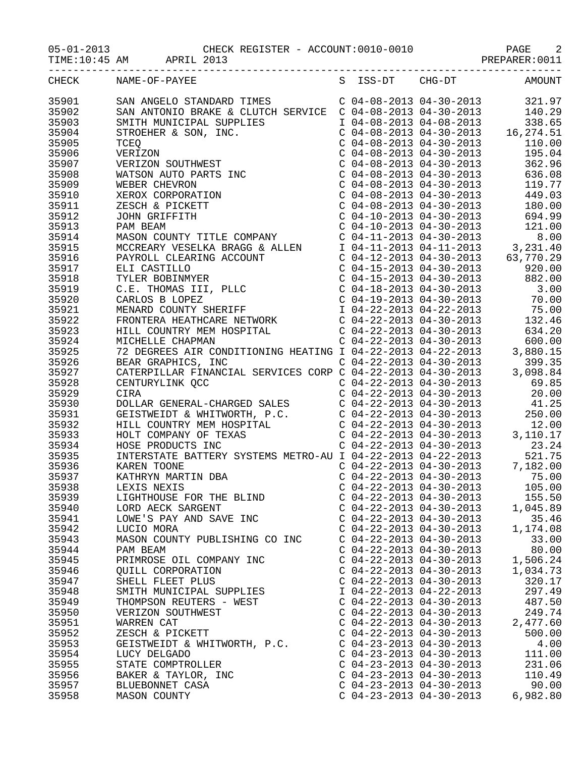CHECK REGISTER - ACCOUNT:0010-0010

APRIL 2013

PREPARER:0011

| CHECK | NAME-OF-PAYEE | S | ISS-DT | CHG-DT | AMOUNT |
|---|---|---|---|---|---|
| 35901 | SAN ANGELO STANDARD TIMES | C | 04-08-2013 | 04-30-2013 | 321.97 |
| 35902 | SAN ANTONIO BRAKE & CLUTCH SERVICE | C | 04-08-2013 | 04-30-2013 | 140.29 |
| 35903 | SMITH MUNICIPAL SUPPLIES | I | 04-08-2013 | 04-08-2013 | 338.65 |
| 35904 | STROEHER & SON, INC. | C | 04-08-2013 | 04-30-2013 | 16,274.51 |
| 35905 | TCEQ | C | 04-08-2013 | 04-30-2013 | 110.00 |
| 35906 | VERIZON | C | 04-08-2013 | 04-30-2013 | 195.04 |
| 35907 | VERIZON SOUTHWEST | C | 04-08-2013 | 04-30-2013 | 362.96 |
| 35908 | WATSON AUTO PARTS INC | C | 04-08-2013 | 04-30-2013 | 636.08 |
| 35909 | WEBER CHEVRON | C | 04-08-2013 | 04-30-2013 | 119.77 |
| 35910 | XEROX CORPORATION | C | 04-08-2013 | 04-30-2013 | 449.03 |
| 35911 | ZESCH & PICKETT | C | 04-08-2013 | 04-30-2013 | 180.00 |
| 35912 | JOHN GRIFFITH | C | 04-10-2013 | 04-30-2013 | 694.99 |
| 35913 | PAM BEAM | C | 04-10-2013 | 04-30-2013 | 121.00 |
| 35914 | MASON COUNTY TITLE COMPANY | C | 04-11-2013 | 04-30-2013 | 8.00 |
| 35915 | MCCREARY VESELKA BRAGG & ALLEN | I | 04-11-2013 | 04-11-2013 | 3,231.40 |
| 35916 | PAYROLL CLEARING ACCOUNT | C | 04-12-2013 | 04-30-2013 | 63,770.29 |
| 35917 | ELI CASTILLO | C | 04-15-2013 | 04-30-2013 | 920.00 |
| 35918 | TYLER BOBINMYER | C | 04-15-2013 | 04-30-2013 | 882.00 |
| 35919 | C.E. THOMAS III, PLLC | C | 04-18-2013 | 04-30-2013 | 3.00 |
| 35920 | CARLOS B LOPEZ | C | 04-19-2013 | 04-30-2013 | 70.00 |
| 35921 | MENARD COUNTY SHERIFF | I | 04-22-2013 | 04-22-2013 | 75.00 |
| 35922 | FRONTERA HEATHCARE NETWORK | C | 04-22-2013 | 04-30-2013 | 132.46 |
| 35923 | HILL COUNTRY MEM HOSPITAL | C | 04-22-2013 | 04-30-2013 | 634.20 |
| 35924 | MICHELLE CHAPMAN | C | 04-22-2013 | 04-30-2013 | 600.00 |
| 35925 | 72 DEGREES AIR CONDITIONING HEATING | I | 04-22-2013 | 04-22-2013 | 3,880.15 |
| 35926 | BEAR GRAPHICS, INC | C | 04-22-2013 | 04-30-2013 | 399.35 |
| 35927 | CATERPILLAR FINANCIAL SERVICES CORP | C | 04-22-2013 | 04-30-2013 | 3,098.84 |
| 35928 | CENTURYLINK QCC | C | 04-22-2013 | 04-30-2013 | 69.85 |
| 35929 | CIRA | C | 04-22-2013 | 04-30-2013 | 20.00 |
| 35930 | DOLLAR GENERAL-CHARGED SALES | C | 04-22-2013 | 04-30-2013 | 41.25 |
| 35931 | GEISTWEIDT & WHITWORTH, P.C. | C | 04-22-2013 | 04-30-2013 | 250.00 |
| 35932 | HILL COUNTRY MEM HOSPITAL | C | 04-22-2013 | 04-30-2013 | 12.00 |
| 35933 | HOLT COMPANY OF TEXAS | C | 04-22-2013 | 04-30-2013 | 3,110.17 |
| 35934 | HOSE PRODUCTS INC | C | 04-22-2013 | 04-30-2013 | 23.24 |
| 35935 | INTERSTATE BATTERY SYSTEMS METRO-AU | I | 04-22-2013 | 04-22-2013 | 521.75 |
| 35936 | KAREN TOONE | C | 04-22-2013 | 04-30-2013 | 7,182.00 |
| 35937 | KATHRYN MARTIN DBA | C | 04-22-2013 | 04-30-2013 | 75.00 |
| 35938 | LEXIS NEXIS | C | 04-22-2013 | 04-30-2013 | 105.00 |
| 35939 | LIGHTHOUSE FOR THE BLIND | C | 04-22-2013 | 04-30-2013 | 155.50 |
| 35940 | LORD AECK SARGENT | C | 04-22-2013 | 04-30-2013 | 1,045.89 |
| 35941 | LOWE'S PAY AND SAVE INC | C | 04-22-2013 | 04-30-2013 | 35.46 |
| 35942 | LUCIO MORA | C | 04-22-2013 | 04-30-2013 | 1,174.08 |
| 35943 | MASON COUNTY PUBLISHING CO INC | C | 04-22-2013 | 04-30-2013 | 33.00 |
| 35944 | PAM BEAM | C | 04-22-2013 | 04-30-2013 | 80.00 |
| 35945 | PRIMROSE OIL COMPANY INC | C | 04-22-2013 | 04-30-2013 | 1,506.24 |
| 35946 | QUILL CORPORATION | C | 04-22-2013 | 04-30-2013 | 1,034.73 |
| 35947 | SHELL FLEET PLUS | C | 04-22-2013 | 04-30-2013 | 320.17 |
| 35948 | SMITH MUNICIPAL SUPPLIES | I | 04-22-2013 | 04-22-2013 | 297.49 |
| 35949 | THOMPSON REUTERS - WEST | C | 04-22-2013 | 04-30-2013 | 487.50 |
| 35950 | VERIZON SOUTHWEST | C | 04-22-2013 | 04-30-2013 | 249.74 |
| 35951 | WARREN CAT | C | 04-22-2013 | 04-30-2013 | 2,477.60 |
| 35952 | ZESCH & PICKETT | C | 04-22-2013 | 04-30-2013 | 500.00 |
| 35953 | GEISTWEIDT & WHITWORTH, P.C. | C | 04-23-2013 | 04-30-2013 | 4.00 |
| 35954 | LUCY DELGADO | C | 04-23-2013 | 04-30-2013 | 111.00 |
| 35955 | STATE COMPTROLLER | C | 04-23-2013 | 04-30-2013 | 231.06 |
| 35956 | BAKER & TAYLOR, INC | C | 04-23-2013 | 04-30-2013 | 110.49 |
| 35957 | BLUEBONNET CASA | C | 04-23-2013 | 04-30-2013 | 90.00 |
| 35958 | MASON COUNTY | C | 04-23-2013 | 04-30-2013 | 6,982.80 |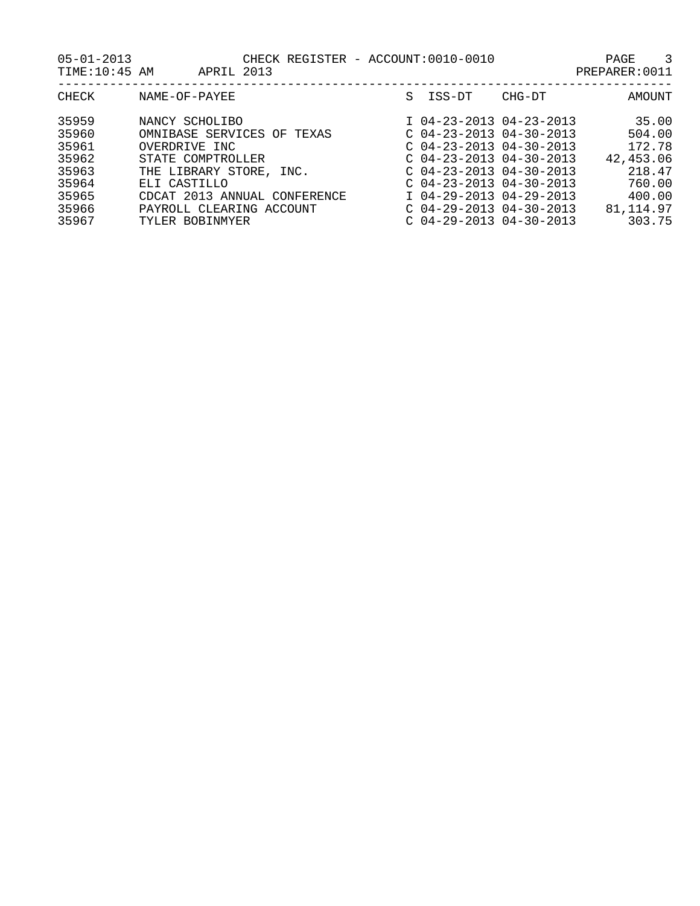CHECK REGISTER - ACCOUNT:0010-0010

05-01-2013 TIME:10:45 AM APRIL 2013 PREPARER:0011

| CHECK | NAME-OF-PAYEE | S | ISS-DT | CHG-DT | AMOUNT |
|---|---|---|---|---|---|
| 35959 | NANCY SCHOLIBO | I | 04-23-2013 | 04-23-2013 | 35.00 |
| 35960 | OMNIBASE SERVICES OF TEXAS | C | 04-23-2013 | 04-30-2013 | 504.00 |
| 35961 | OVERDRIVE INC | C | 04-23-2013 | 04-30-2013 | 172.78 |
| 35962 | STATE COMPTROLLER | C | 04-23-2013 | 04-30-2013 | 42,453.06 |
| 35963 | THE LIBRARY STORE, INC. | C | 04-23-2013 | 04-30-2013 | 218.47 |
| 35964 | ELI CASTILLO | C | 04-23-2013 | 04-30-2013 | 760.00 |
| 35965 | CDCAT 2013 ANNUAL CONFERENCE | I | 04-29-2013 | 04-29-2013 | 400.00 |
| 35966 | PAYROLL CLEARING ACCOUNT | C | 04-29-2013 | 04-30-2013 | 81,114.97 |
| 35967 | TYLER BOBINMYER | C | 04-29-2013 | 04-30-2013 | 303.75 |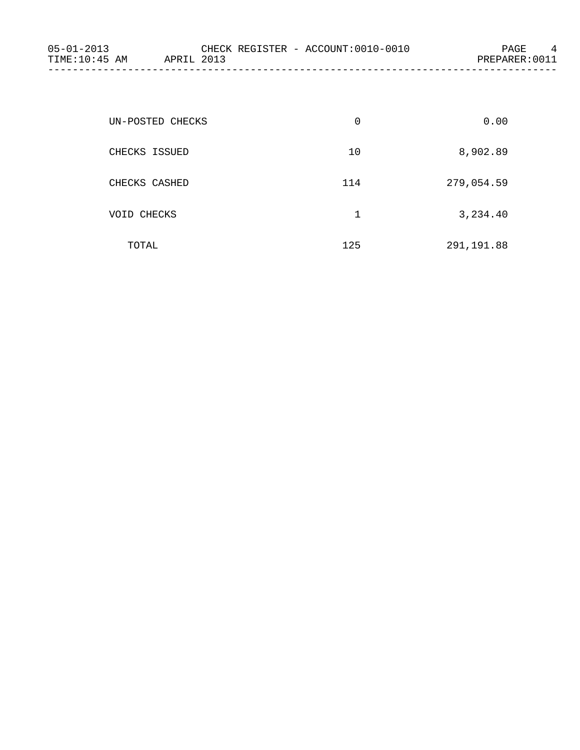| | | |
|---|---|---|
| UN-POSTED CHECKS | 0 | 0.00 |
| CHECKS ISSUED | 10 | 8,902.89 |
| CHECKS CASHED | 114 | 279,054.59 |
| VOID CHECKS | 1 | 3,234.40 |
| TOTAL | 125 | 291,191.88 |